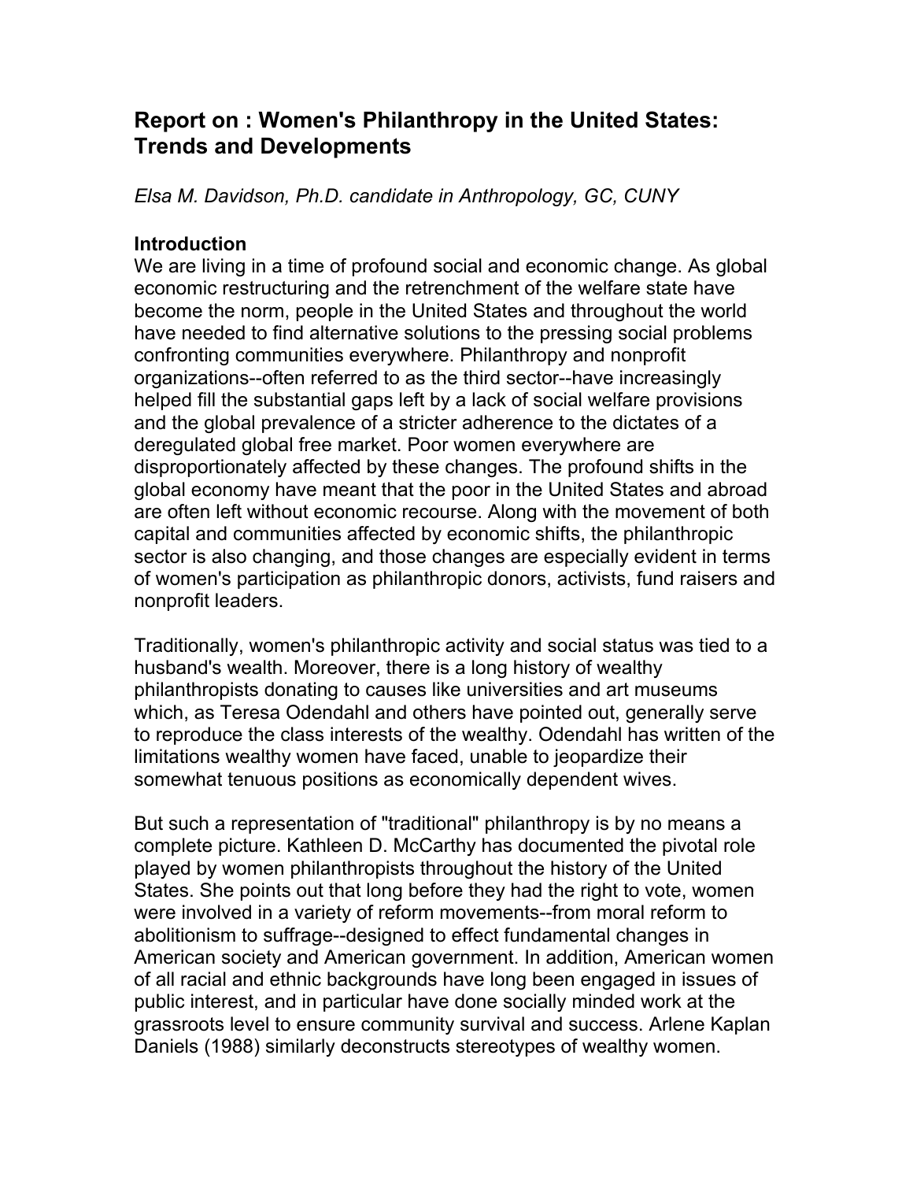# Report on : Women's Philanthropy in the United States: Trends and Developments

*Elsa M. Davidson, Ph.D. candidate in Anthropology, GC, CUNY*

**Introduction**

We are living in a time of profound social and economic change. As global economic restructuring and the retrenchment of the welfare state have become the norm, people in the United States and throughout the world have needed to find alternative solutions to the pressing social problems confronting communities everywhere. Philanthropy and nonprofit organizations--often referred to as the third sector--have increasingly helped fill the substantial gaps left by a lack of social welfare provisions and the global prevalence of a stricter adherence to the dictates of a deregulated global free market. Poor women everywhere are disproportionately affected by these changes. The profound shifts in the global economy have meant that the poor in the United States and abroad are often left without economic recourse. Along with the movement of both capital and communities affected by economic shifts, the philanthropic sector is also changing, and those changes are especially evident in terms of women's participation as philanthropic donors, activists, fund raisers and nonprofit leaders.

Traditionally, women's philanthropic activity and social status was tied to a husband's wealth. Moreover, there is a long history of wealthy philanthropists donating to causes like universities and art museums which, as Teresa Odendahl and others have pointed out, generally serve to reproduce the class interests of the wealthy. Odendahl has written of the limitations wealthy women have faced, unable to jeopardize their somewhat tenuous positions as economically dependent wives.

But such a representation of "traditional" philanthropy is by no means a complete picture. Kathleen D. McCarthy has documented the pivotal role played by women philanthropists throughout the history of the United States. She points out that long before they had the right to vote, women were involved in a variety of reform movements--from moral reform to abolitionism to suffrage--designed to effect fundamental changes in American society and American government. In addition, American women of all racial and ethnic backgrounds have long been engaged in issues of public interest, and in particular have done socially minded work at the grassroots level to ensure community survival and success. Arlene Kaplan Daniels (1988) similarly deconstructs stereotypes of wealthy women.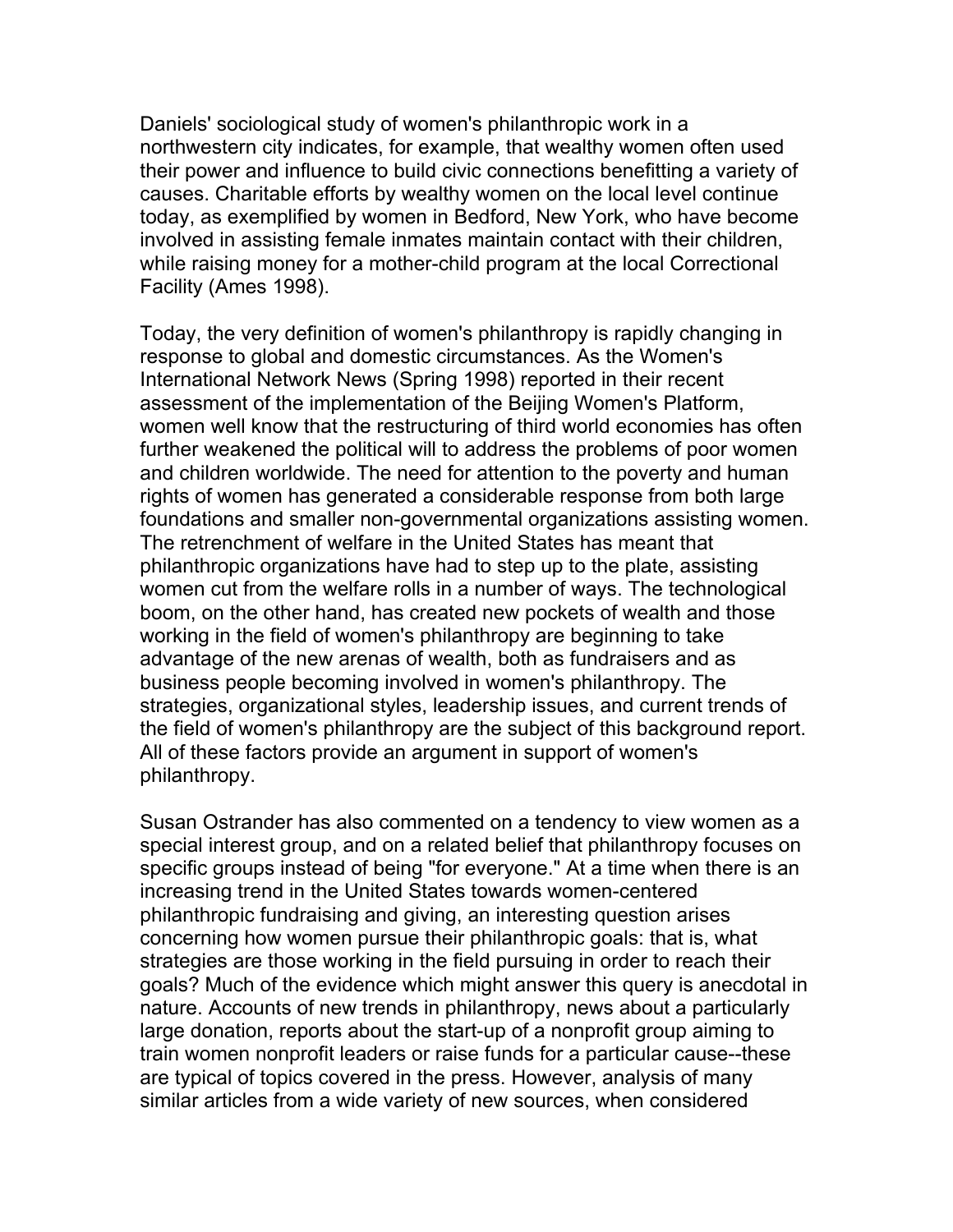Daniels' sociological study of women's philanthropic work in a northwestern city indicates, for example, that wealthy women often used their power and influence to build civic connections benefitting a variety of causes. Charitable efforts by wealthy women on the local level continue today, as exemplified by women in Bedford, New York, who have become involved in assisting female inmates maintain contact with their children, while raising money for a mother-child program at the local Correctional Facility (Ames 1998).

Today, the very definition of women's philanthropy is rapidly changing in response to global and domestic circumstances. As the Women's International Network News (Spring 1998) reported in their recent assessment of the implementation of the Beijing Women's Platform, women well know that the restructuring of third world economies has often further weakened the political will to address the problems of poor women and children worldwide. The need for attention to the poverty and human rights of women has generated a considerable response from both large foundations and smaller non-governmental organizations assisting women. The retrenchment of welfare in the United States has meant that philanthropic organizations have had to step up to the plate, assisting women cut from the welfare rolls in a number of ways. The technological boom, on the other hand, has created new pockets of wealth and those working in the field of women's philanthropy are beginning to take advantage of the new arenas of wealth, both as fundraisers and as business people becoming involved in women's philanthropy. The strategies, organizational styles, leadership issues, and current trends of the field of women's philanthropy are the subject of this background report. All of these factors provide an argument in support of women's philanthropy.

Susan Ostrander has also commented on a tendency to view women as a special interest group, and on a related belief that philanthropy focuses on specific groups instead of being "for everyone." At a time when there is an increasing trend in the United States towards women-centered philanthropic fundraising and giving, an interesting question arises concerning how women pursue their philanthropic goals: that is, what strategies are those working in the field pursuing in order to reach their goals? Much of the evidence which might answer this query is anecdotal in nature. Accounts of new trends in philanthropy, news about a particularly large donation, reports about the start-up of a nonprofit group aiming to train women nonprofit leaders or raise funds for a particular cause--these are typical of topics covered in the press. However, analysis of many similar articles from a wide variety of new sources, when considered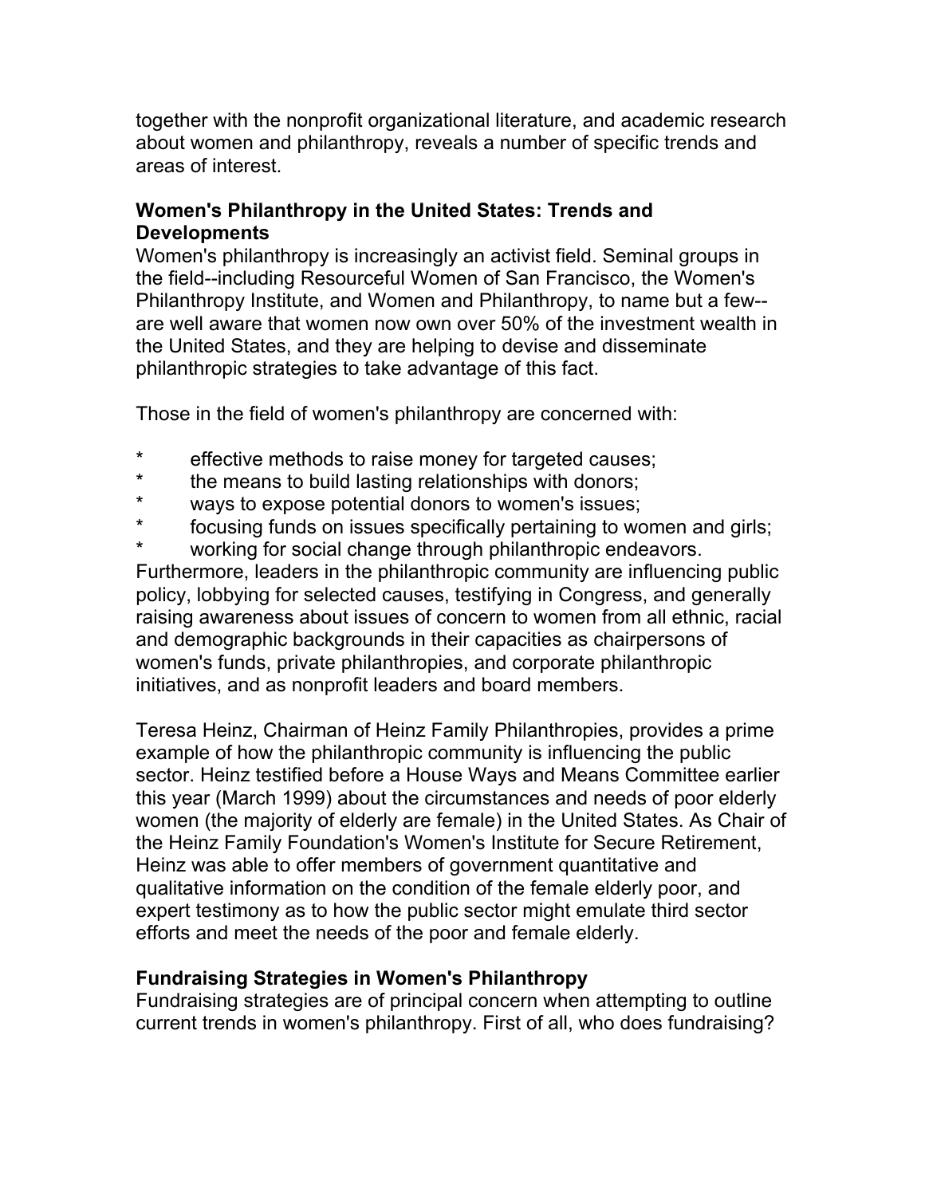together with the nonprofit organizational literature, and academic research about women and philanthropy, reveals a number of specific trends and areas of interest.

### Women's Philanthropy in the United States: Trends and Developments

Women's philanthropy is increasingly an activist field. Seminal groups in the field--including Resourceful Women of San Francisco, the Women's Philanthropy Institute, and Women and Philanthropy, to name but a few--are well aware that women now own over 50% of the investment wealth in the United States, and they are helping to devise and disseminate philanthropic strategies to take advantage of this fact.

Those in the field of women's philanthropy are concerned with:

* effective methods to raise money for targeted causes;
* the means to build lasting relationships with donors;
* ways to expose potential donors to women's issues;
* focusing funds on issues specifically pertaining to women and girls;
* working for social change through philanthropic endeavors.

Furthermore, leaders in the philanthropic community are influencing public policy, lobbying for selected causes, testifying in Congress, and generally raising awareness about issues of concern to women from all ethnic, racial and demographic backgrounds in their capacities as chairpersons of women's funds, private philanthropies, and corporate philanthropic initiatives, and as nonprofit leaders and board members.

Teresa Heinz, Chairman of Heinz Family Philanthropies, provides a prime example of how the philanthropic community is influencing the public sector. Heinz testified before a House Ways and Means Committee earlier this year (March 1999) about the circumstances and needs of poor elderly women (the majority of elderly are female) in the United States. As Chair of the Heinz Family Foundation's Women's Institute for Secure Retirement, Heinz was able to offer members of government quantitative and qualitative information on the condition of the female elderly poor, and expert testimony as to how the public sector might emulate third sector efforts and meet the needs of the poor and female elderly.

### Fundraising Strategies in Women's Philanthropy

Fundraising strategies are of principal concern when attempting to outline current trends in women's philanthropy. First of all, who does fundraising?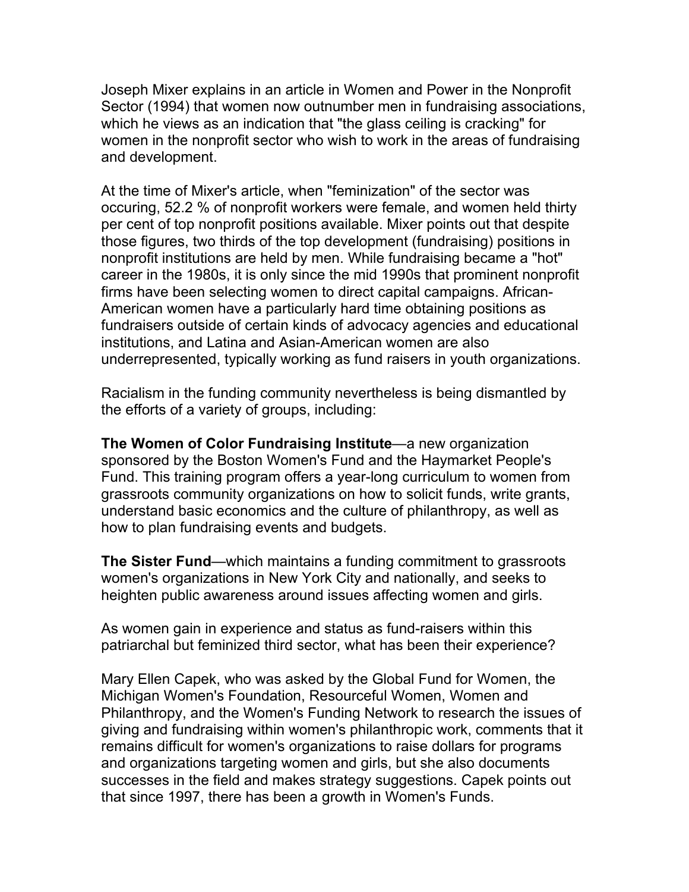Joseph Mixer explains in an article in Women and Power in the Nonprofit Sector (1994) that women now outnumber men in fundraising associations, which he views as an indication that "the glass ceiling is cracking" for women in the nonprofit sector who wish to work in the areas of fundraising and development.

At the time of Mixer's article, when "feminization" of the sector was occuring, 52.2 % of nonprofit workers were female, and women held thirty per cent of top nonprofit positions available. Mixer points out that despite those figures, two thirds of the top development (fundraising) positions in nonprofit institutions are held by men. While fundraising became a "hot" career in the 1980s, it is only since the mid 1990s that prominent nonprofit firms have been selecting women to direct capital campaigns. African-American women have a particularly hard time obtaining positions as fundraisers outside of certain kinds of advocacy agencies and educational institutions, and Latina and Asian-American women are also underrepresented, typically working as fund raisers in youth organizations.

Racialism in the funding community nevertheless is being dismantled by the efforts of a variety of groups, including:

**The Women of Color Fundraising Institute**—a new organization sponsored by the Boston Women's Fund and the Haymarket People's Fund. This training program offers a year-long curriculum to women from grassroots community organizations on how to solicit funds, write grants, understand basic economics and the culture of philanthropy, as well as how to plan fundraising events and budgets.

**The Sister Fund**—which maintains a funding commitment to grassroots women's organizations in New York City and nationally, and seeks to heighten public awareness around issues affecting women and girls.

As women gain in experience and status as fund-raisers within this patriarchal but feminized third sector, what has been their experience?

Mary Ellen Capek, who was asked by the Global Fund for Women, the Michigan Women's Foundation, Resourceful Women, Women and Philanthropy, and the Women's Funding Network to research the issues of giving and fundraising within women's philanthropic work, comments that it remains difficult for women's organizations to raise dollars for programs and organizations targeting women and girls, but she also documents successes in the field and makes strategy suggestions. Capek points out that since 1997, there has been a growth in Women's Funds.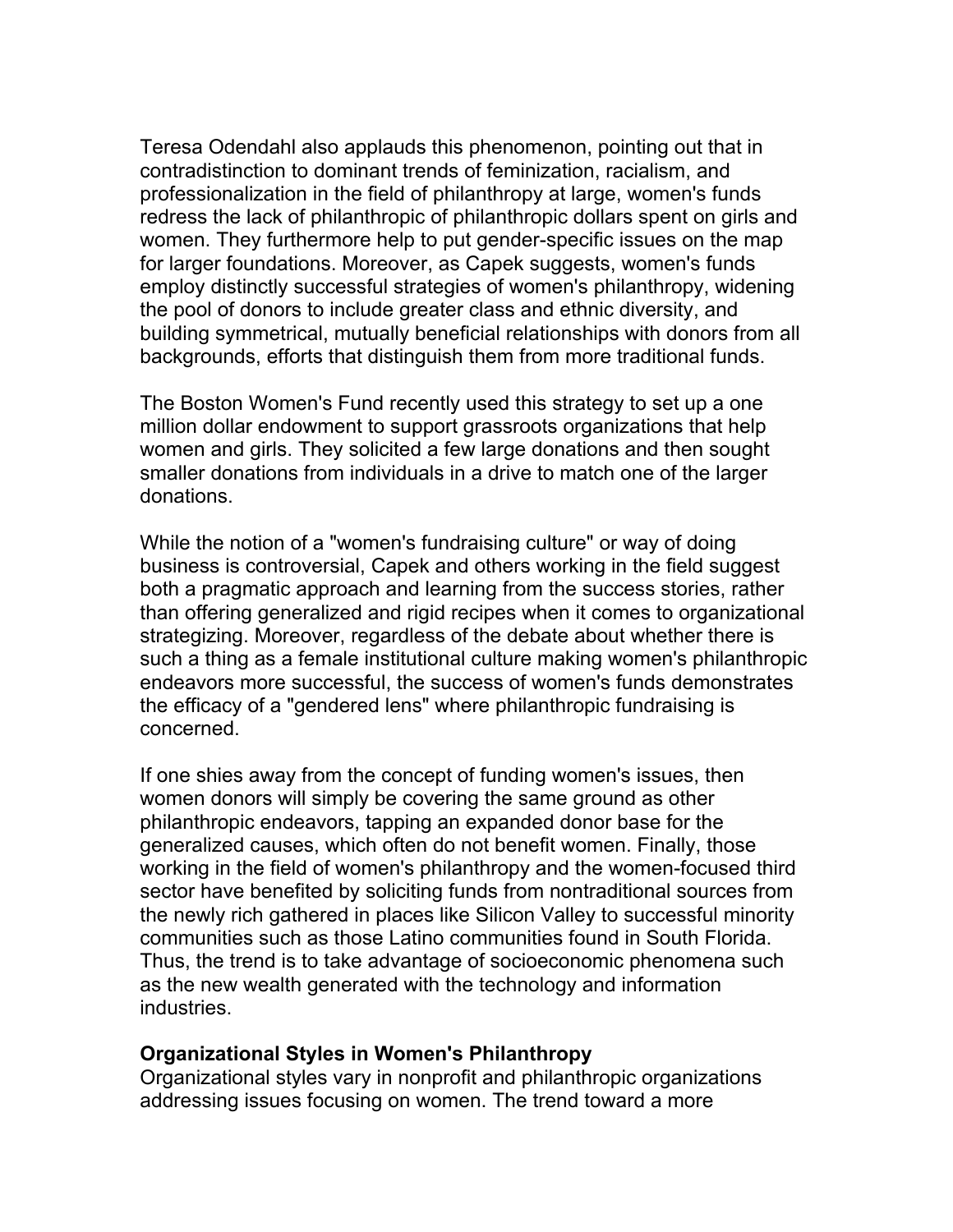Teresa Odendahl also applauds this phenomenon, pointing out that in contradistinction to dominant trends of feminization, racialism, and professionalization in the field of philanthropy at large, women's funds redress the lack of philanthropic of philanthropic dollars spent on girls and women. They furthermore help to put gender-specific issues on the map for larger foundations. Moreover, as Capek suggests, women's funds employ distinctly successful strategies of women's philanthropy, widening the pool of donors to include greater class and ethnic diversity, and building symmetrical, mutually beneficial relationships with donors from all backgrounds, efforts that distinguish them from more traditional funds.

The Boston Women's Fund recently used this strategy to set up a one million dollar endowment to support grassroots organizations that help women and girls. They solicited a few large donations and then sought smaller donations from individuals in a drive to match one of the larger donations.

While the notion of a "women's fundraising culture" or way of doing business is controversial, Capek and others working in the field suggest both a pragmatic approach and learning from the success stories, rather than offering generalized and rigid recipes when it comes to organizational strategizing. Moreover, regardless of the debate about whether there is such a thing as a female institutional culture making women's philanthropic endeavors more successful, the success of women's funds demonstrates the efficacy of a "gendered lens" where philanthropic fundraising is concerned.

If one shies away from the concept of funding women's issues, then women donors will simply be covering the same ground as other philanthropic endeavors, tapping an expanded donor base for the generalized causes, which often do not benefit women. Finally, those working in the field of women's philanthropy and the women-focused third sector have benefited by soliciting funds from nontraditional sources from the newly rich gathered in places like Silicon Valley to successful minority communities such as those Latino communities found in South Florida. Thus, the trend is to take advantage of socioeconomic phenomena such as the new wealth generated with the technology and information industries.

**Organizational Styles in Women's Philanthropy**

Organizational styles vary in nonprofit and philanthropic organizations addressing issues focusing on women. The trend toward a more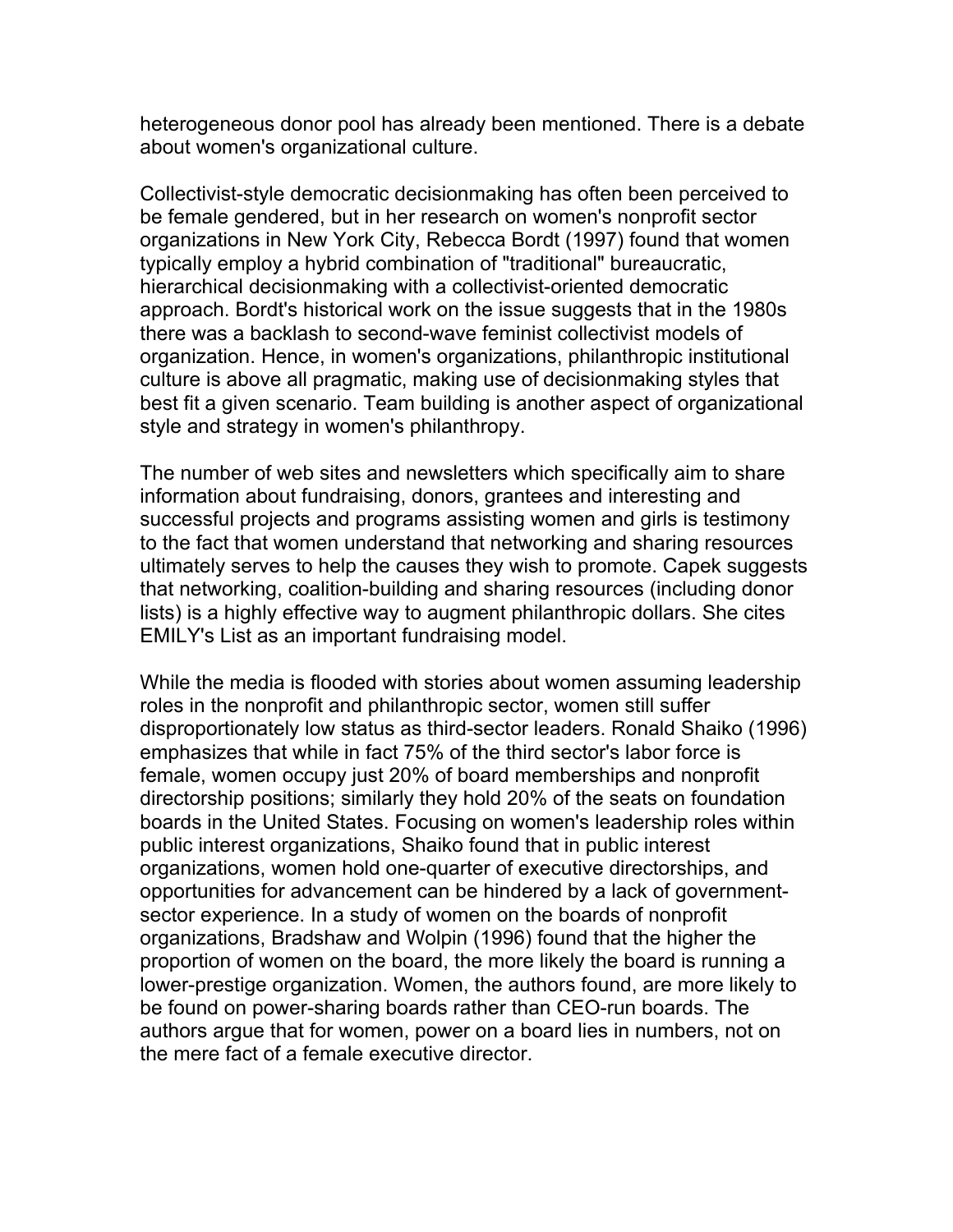heterogeneous donor pool has already been mentioned. There is a debate about women's organizational culture.

Collectivist-style democratic decisionmaking has often been perceived to be female gendered, but in her research on women's nonprofit sector organizations in New York City, Rebecca Bordt (1997) found that women typically employ a hybrid combination of "traditional" bureaucratic, hierarchical decisionmaking with a collectivist-oriented democratic approach. Bordt's historical work on the issue suggests that in the 1980s there was a backlash to second-wave feminist collectivist models of organization. Hence, in women's organizations, philanthropic institutional culture is above all pragmatic, making use of decisionmaking styles that best fit a given scenario. Team building is another aspect of organizational style and strategy in women's philanthropy.

The number of web sites and newsletters which specifically aim to share information about fundraising, donors, grantees and interesting and successful projects and programs assisting women and girls is testimony to the fact that women understand that networking and sharing resources ultimately serves to help the causes they wish to promote. Capek suggests that networking, coalition-building and sharing resources (including donor lists) is a highly effective way to augment philanthropic dollars. She cites EMILY's List as an important fundraising model.

While the media is flooded with stories about women assuming leadership roles in the nonprofit and philanthropic sector, women still suffer disproportionately low status as third-sector leaders. Ronald Shaiko (1996) emphasizes that while in fact 75% of the third sector's labor force is female, women occupy just 20% of board memberships and nonprofit directorship positions; similarly they hold 20% of the seats on foundation boards in the United States. Focusing on women's leadership roles within public interest organizations, Shaiko found that in public interest organizations, women hold one-quarter of executive directorships, and opportunities for advancement can be hindered by a lack of government-sector experience. In a study of women on the boards of nonprofit organizations, Bradshaw and Wolpin (1996) found that the higher the proportion of women on the board, the more likely the board is running a lower-prestige organization. Women, the authors found, are more likely to be found on power-sharing boards rather than CEO-run boards. The authors argue that for women, power on a board lies in numbers, not on the mere fact of a female executive director.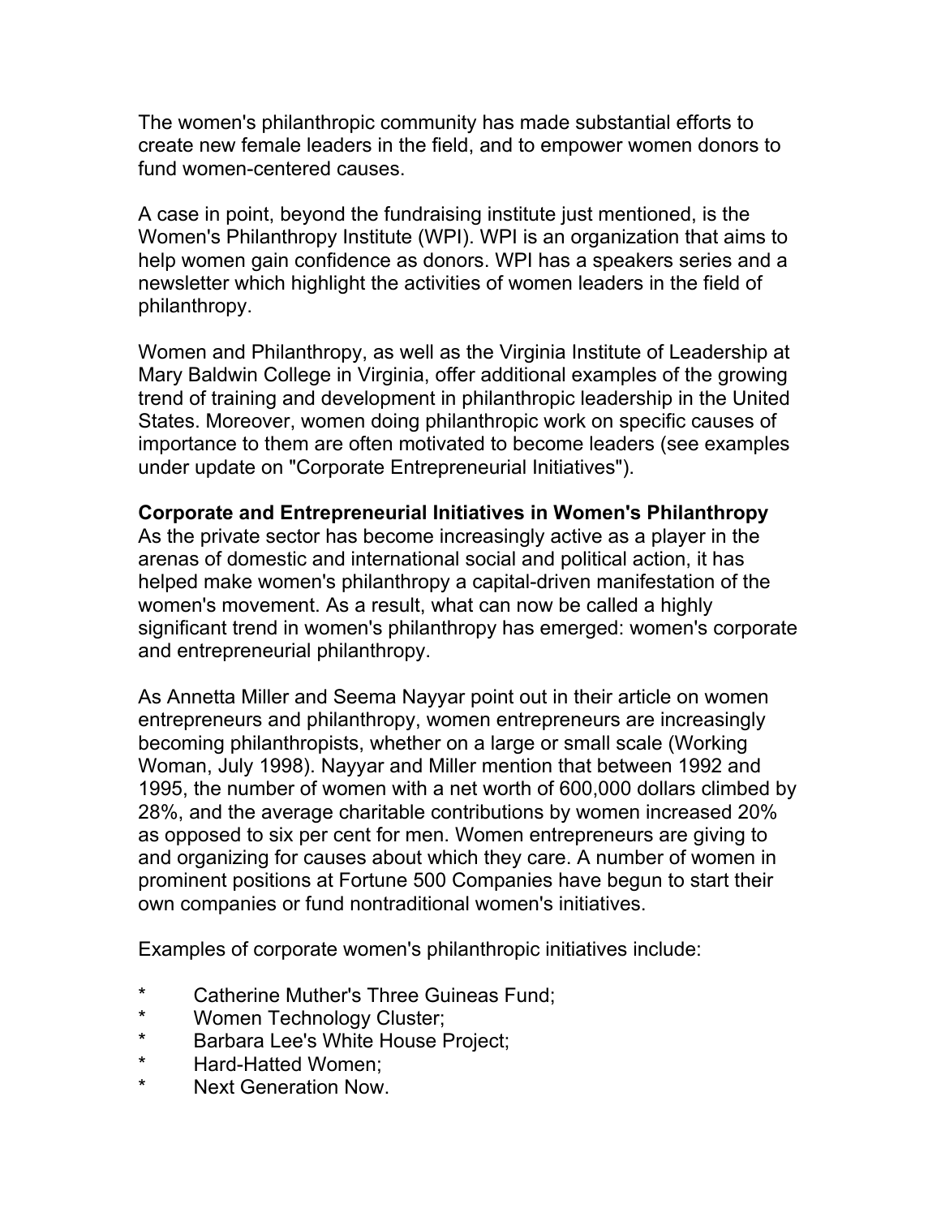The women's philanthropic community has made substantial efforts to create new female leaders in the field, and to empower women donors to fund women-centered causes.

A case in point, beyond the fundraising institute just mentioned, is the Women's Philanthropy Institute (WPI). WPI is an organization that aims to help women gain confidence as donors. WPI has a speakers series and a newsletter which highlight the activities of women leaders in the field of philanthropy.

Women and Philanthropy, as well as the Virginia Institute of Leadership at Mary Baldwin College in Virginia, offer additional examples of the growing trend of training and development in philanthropic leadership in the United States. Moreover, women doing philanthropic work on specific causes of importance to them are often motivated to become leaders (see examples under update on "Corporate Entrepreneurial Initiatives").

**Corporate and Entrepreneurial Initiatives in Women's Philanthropy**

As the private sector has become increasingly active as a player in the arenas of domestic and international social and political action, it has helped make women's philanthropy a capital-driven manifestation of the women's movement. As a result, what can now be called a highly significant trend in women's philanthropy has emerged: women's corporate and entrepreneurial philanthropy.

As Annetta Miller and Seema Nayyar point out in their article on women entrepreneurs and philanthropy, women entrepreneurs are increasingly becoming philanthropists, whether on a large or small scale (Working Woman, July 1998). Nayyar and Miller mention that between 1992 and 1995, the number of women with a net worth of 600,000 dollars climbed by 28%, and the average charitable contributions by women increased 20% as opposed to six per cent for men. Women entrepreneurs are giving to and organizing for causes about which they care. A number of women in prominent positions at Fortune 500 Companies have begun to start their own companies or fund nontraditional women's initiatives.

Examples of corporate women's philanthropic initiatives include:

* Catherine Muther's Three Guineas Fund;
* Women Technology Cluster;
* Barbara Lee's White House Project;
* Hard-Hatted Women;
* Next Generation Now.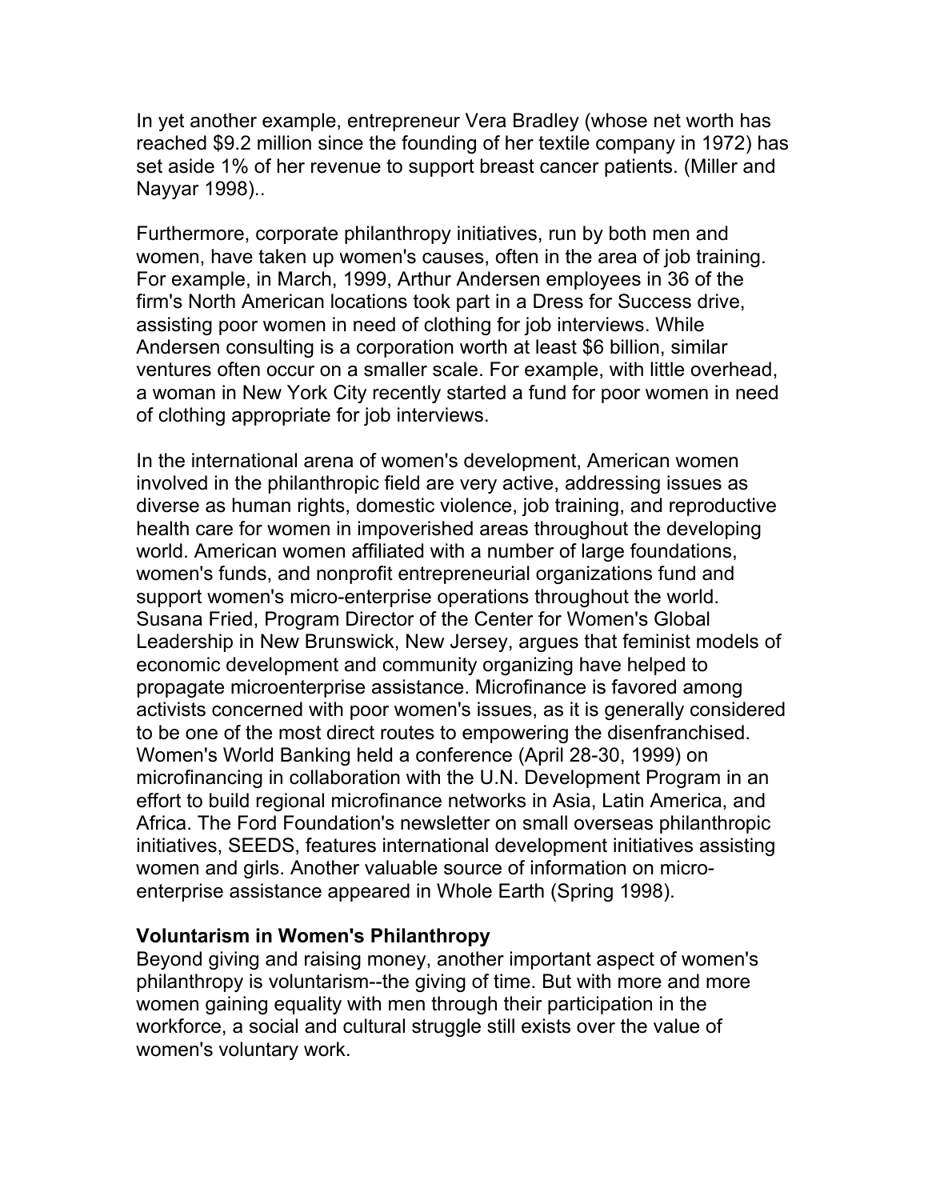In yet another example, entrepreneur Vera Bradley (whose net worth has reached $9.2 million since the founding of her textile company in 1972) has set aside 1% of her revenue to support breast cancer patients. (Miller and Nayyar 1998)..

Furthermore, corporate philanthropy initiatives, run by both men and women, have taken up women's causes, often in the area of job training. For example, in March, 1999, Arthur Andersen employees in 36 of the firm's North American locations took part in a Dress for Success drive, assisting poor women in need of clothing for job interviews. While Andersen consulting is a corporation worth at least $6 billion, similar ventures often occur on a smaller scale. For example, with little overhead, a woman in New York City recently started a fund for poor women in need of clothing appropriate for job interviews.

In the international arena of women's development, American women involved in the philanthropic field are very active, addressing issues as diverse as human rights, domestic violence, job training, and reproductive health care for women in impoverished areas throughout the developing world. American women affiliated with a number of large foundations, women's funds, and nonprofit entrepreneurial organizations fund and support women's micro-enterprise operations throughout the world. Susana Fried, Program Director of the Center for Women's Global Leadership in New Brunswick, New Jersey, argues that feminist models of economic development and community organizing have helped to propagate microenterprise assistance. Microfinance is favored among activists concerned with poor women's issues, as it is generally considered to be one of the most direct routes to empowering the disenfranchised. Women's World Banking held a conference (April 28-30, 1999) on microfinancing in collaboration with the U.N. Development Program in an effort to build regional microfinance networks in Asia, Latin America, and Africa. The Ford Foundation's newsletter on small overseas philanthropic initiatives, SEEDS, features international development initiatives assisting women and girls. Another valuable source of information on micro-enterprise assistance appeared in Whole Earth (Spring 1998).

**Voluntarism in Women's Philanthropy**

Beyond giving and raising money, another important aspect of women's philanthropy is voluntarism--the giving of time. But with more and more women gaining equality with men through their participation in the workforce, a social and cultural struggle still exists over the value of women's voluntary work.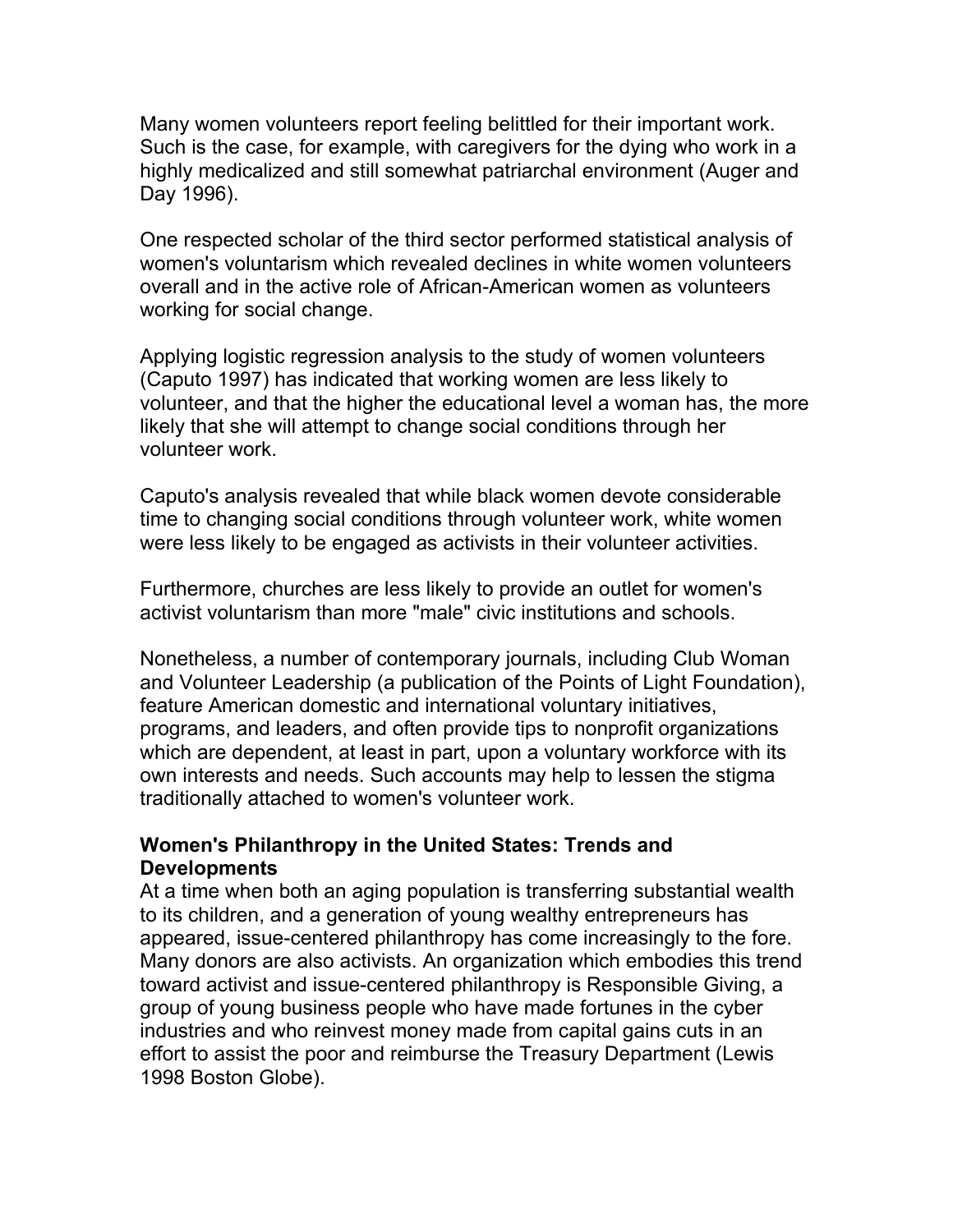Many women volunteers report feeling belittled for their important work. Such is the case, for example, with caregivers for the dying who work in a highly medicalized and still somewhat patriarchal environment (Auger and Day 1996).

One respected scholar of the third sector performed statistical analysis of women's voluntarism which revealed declines in white women volunteers overall and in the active role of African-American women as volunteers working for social change.

Applying logistic regression analysis to the study of women volunteers (Caputo 1997) has indicated that working women are less likely to volunteer, and that the higher the educational level a woman has, the more likely that she will attempt to change social conditions through her volunteer work.

Caputo's analysis revealed that while black women devote considerable time to changing social conditions through volunteer work, white women were less likely to be engaged as activists in their volunteer activities.

Furthermore, churches are less likely to provide an outlet for women's activist voluntarism than more "male" civic institutions and schools.

Nonetheless, a number of contemporary journals, including Club Woman and Volunteer Leadership (a publication of the Points of Light Foundation), feature American domestic and international voluntary initiatives, programs, and leaders, and often provide tips to nonprofit organizations which are dependent, at least in part, upon a voluntary workforce with its own interests and needs. Such accounts may help to lessen the stigma traditionally attached to women's volunteer work.

**Women's Philanthropy in the United States: Trends and Developments**

At a time when both an aging population is transferring substantial wealth to its children, and a generation of young wealthy entrepreneurs has appeared, issue-centered philanthropy has come increasingly to the fore. Many donors are also activists. An organization which embodies this trend toward activist and issue-centered philanthropy is Responsible Giving, a group of young business people who have made fortunes in the cyber industries and who reinvest money made from capital gains cuts in an effort to assist the poor and reimburse the Treasury Department (Lewis 1998 Boston Globe).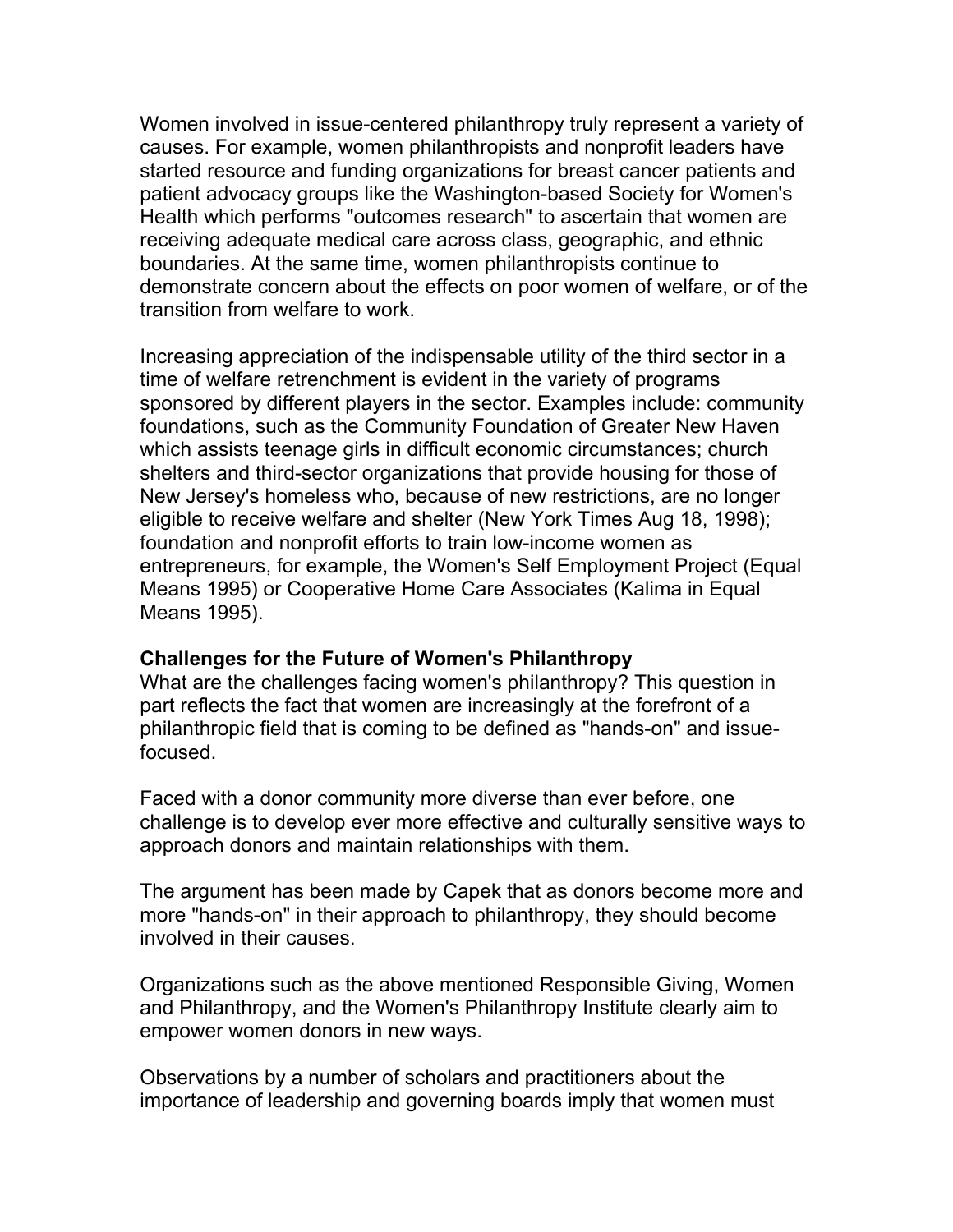Women involved in issue-centered philanthropy truly represent a variety of causes. For example, women philanthropists and nonprofit leaders have started resource and funding organizations for breast cancer patients and patient advocacy groups like the Washington-based Society for Women's Health which performs "outcomes research" to ascertain that women are receiving adequate medical care across class, geographic, and ethnic boundaries. At the same time, women philanthropists continue to demonstrate concern about the effects on poor women of welfare, or of the transition from welfare to work.

Increasing appreciation of the indispensable utility of the third sector in a time of welfare retrenchment is evident in the variety of programs sponsored by different players in the sector. Examples include: community foundations, such as the Community Foundation of Greater New Haven which assists teenage girls in difficult economic circumstances; church shelters and third-sector organizations that provide housing for those of New Jersey's homeless who, because of new restrictions, are no longer eligible to receive welfare and shelter (New York Times Aug 18, 1998); foundation and nonprofit efforts to train low-income women as entrepreneurs, for example, the Women's Self Employment Project (Equal Means 1995) or Cooperative Home Care Associates (Kalima in Equal Means 1995).

**Challenges for the Future of Women's Philanthropy**

What are the challenges facing women's philanthropy? This question in part reflects the fact that women are increasingly at the forefront of a philanthropic field that is coming to be defined as "hands-on" and issue-focused.

Faced with a donor community more diverse than ever before, one challenge is to develop ever more effective and culturally sensitive ways to approach donors and maintain relationships with them.

The argument has been made by Capek that as donors become more and more "hands-on" in their approach to philanthropy, they should become involved in their causes.

Organizations such as the above mentioned Responsible Giving, Women and Philanthropy, and the Women's Philanthropy Institute clearly aim to empower women donors in new ways.

Observations by a number of scholars and practitioners about the importance of leadership and governing boards imply that women must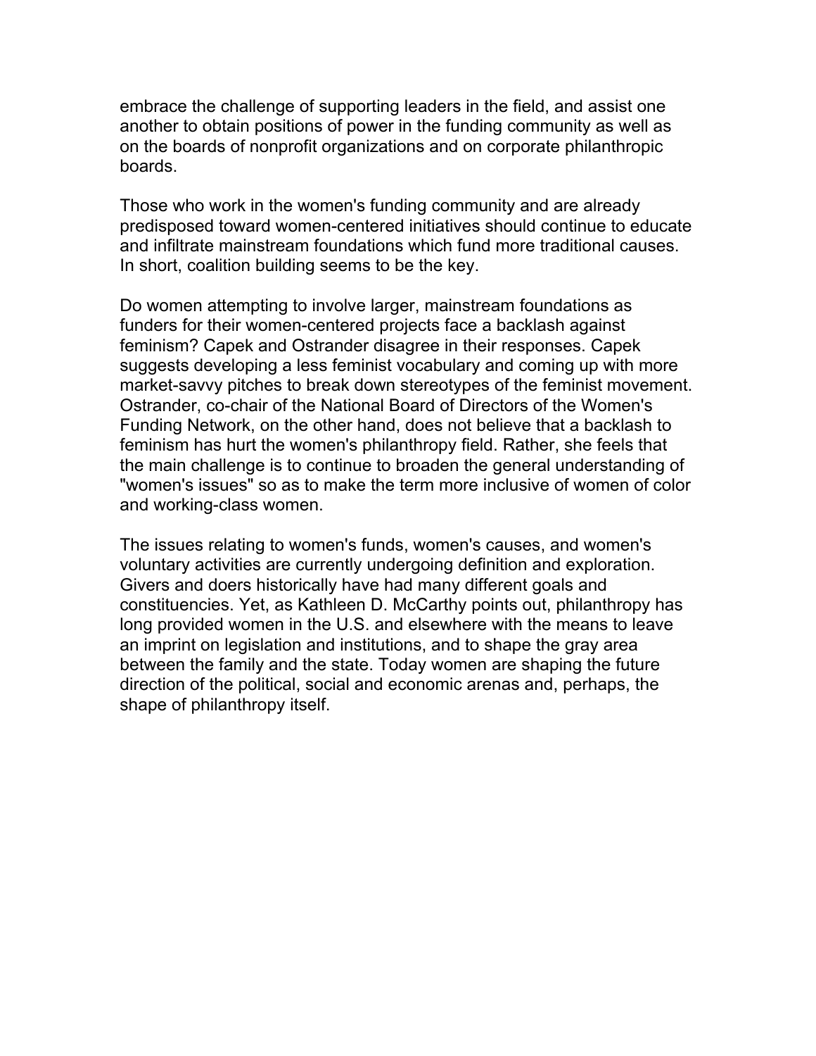embrace the challenge of supporting leaders in the field, and assist one another to obtain positions of power in the funding community as well as on the boards of nonprofit organizations and on corporate philanthropic boards.

Those who work in the women's funding community and are already predisposed toward women-centered initiatives should continue to educate and infiltrate mainstream foundations which fund more traditional causes. In short, coalition building seems to be the key.

Do women attempting to involve larger, mainstream foundations as funders for their women-centered projects face a backlash against feminism? Capek and Ostrander disagree in their responses. Capek suggests developing a less feminist vocabulary and coming up with more market-savvy pitches to break down stereotypes of the feminist movement. Ostrander, co-chair of the National Board of Directors of the Women's Funding Network, on the other hand, does not believe that a backlash to feminism has hurt the women's philanthropy field. Rather, she feels that the main challenge is to continue to broaden the general understanding of "women's issues" so as to make the term more inclusive of women of color and working-class women.

The issues relating to women's funds, women's causes, and women's voluntary activities are currently undergoing definition and exploration. Givers and doers historically have had many different goals and constituencies. Yet, as Kathleen D. McCarthy points out, philanthropy has long provided women in the U.S. and elsewhere with the means to leave an imprint on legislation and institutions, and to shape the gray area between the family and the state. Today women are shaping the future direction of the political, social and economic arenas and, perhaps, the shape of philanthropy itself.